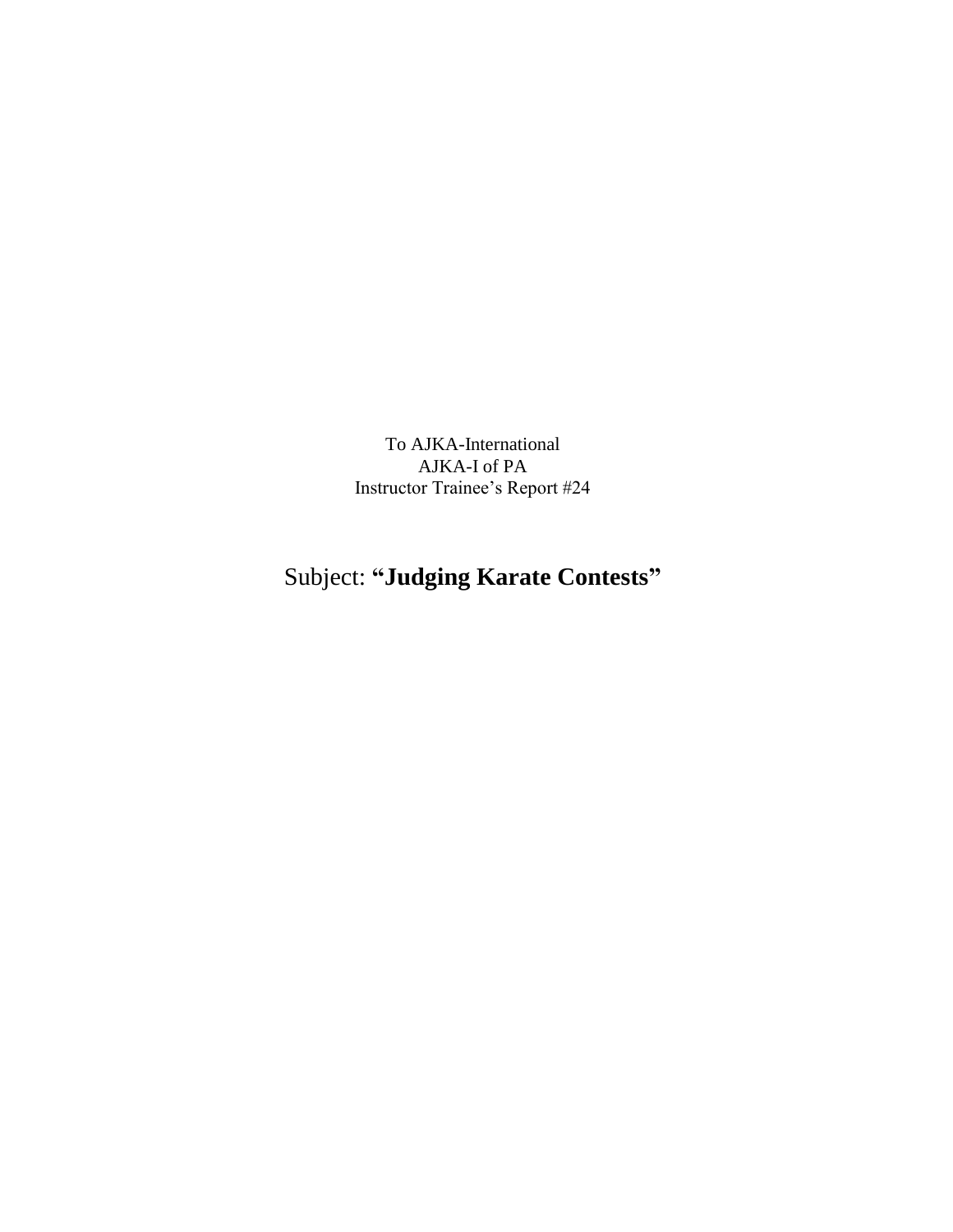To AJKA-International
AJKA-I of PA
Instructor Trainee's Report #24

# Subject: **"Judging Karate Contests"**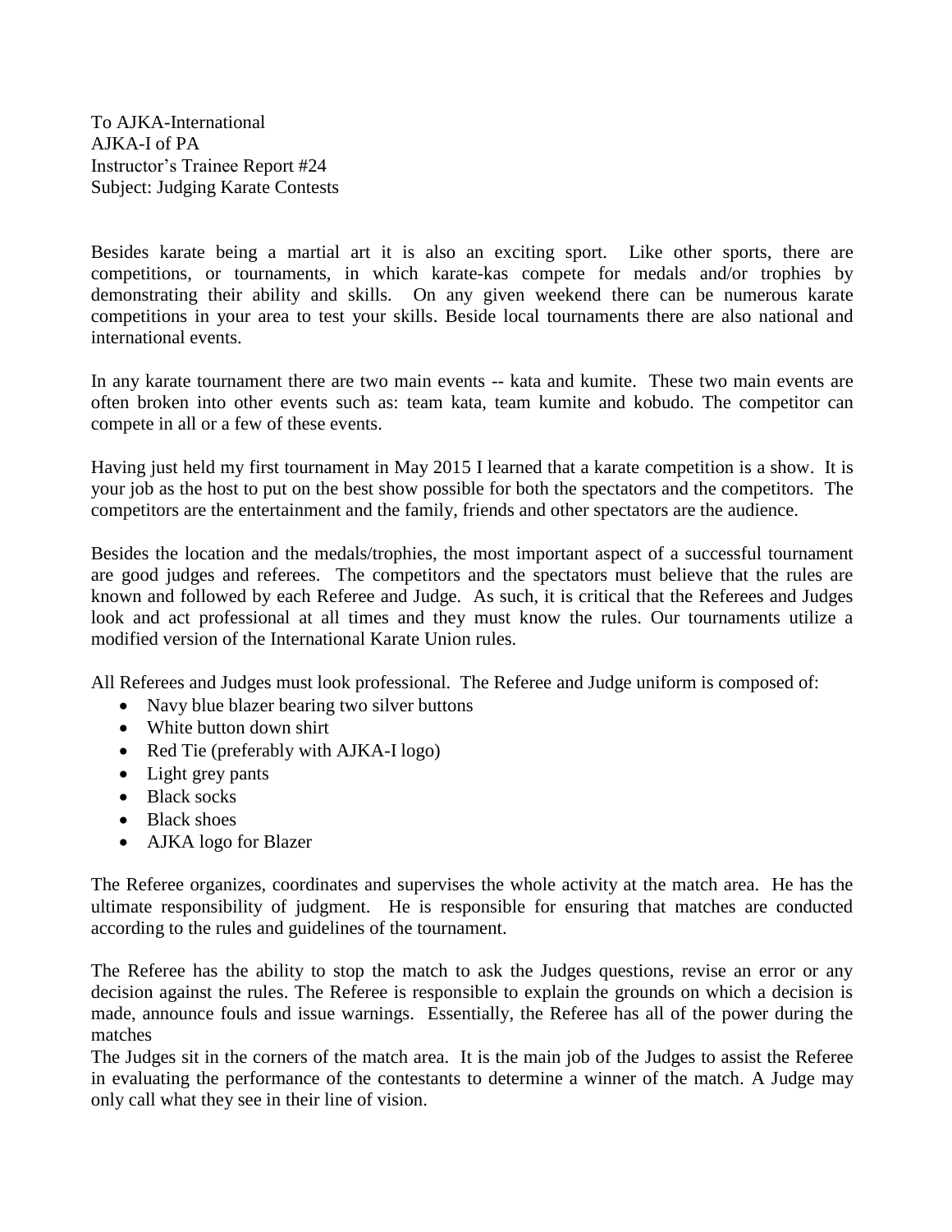To AJKA-International
AJKA-I of PA
Instructor's Trainee Report #24
Subject: Judging Karate Contests

Besides karate being a martial art it is also an exciting sport. Like other sports, there are competitions, or tournaments, in which karate-kas compete for medals and/or trophies by demonstrating their ability and skills. On any given weekend there can be numerous karate competitions in your area to test your skills. Beside local tournaments there are also national and international events.

In any karate tournament there are two main events -- kata and kumite. These two main events are often broken into other events such as: team kata, team kumite and kobudo. The competitor can compete in all or a few of these events.

Having just held my first tournament in May 2015 I learned that a karate competition is a show. It is your job as the host to put on the best show possible for both the spectators and the competitors. The competitors are the entertainment and the family, friends and other spectators are the audience.

Besides the location and the medals/trophies, the most important aspect of a successful tournament are good judges and referees. The competitors and the spectators must believe that the rules are known and followed by each Referee and Judge. As such, it is critical that the Referees and Judges look and act professional at all times and they must know the rules. Our tournaments utilize a modified version of the International Karate Union rules.

All Referees and Judges must look professional. The Referee and Judge uniform is composed of:

- Navy blue blazer bearing two silver buttons
- White button down shirt
- Red Tie (preferably with AJKA-I logo)
- Light grey pants
- Black socks
- Black shoes
- AJKA logo for Blazer

The Referee organizes, coordinates and supervises the whole activity at the match area. He has the ultimate responsibility of judgment. He is responsible for ensuring that matches are conducted according to the rules and guidelines of the tournament.

The Referee has the ability to stop the match to ask the Judges questions, revise an error or any decision against the rules. The Referee is responsible to explain the grounds on which a decision is made, announce fouls and issue warnings. Essentially, the Referee has all of the power during the matches

The Judges sit in the corners of the match area. It is the main job of the Judges to assist the Referee in evaluating the performance of the contestants to determine a winner of the match. A Judge may only call what they see in their line of vision.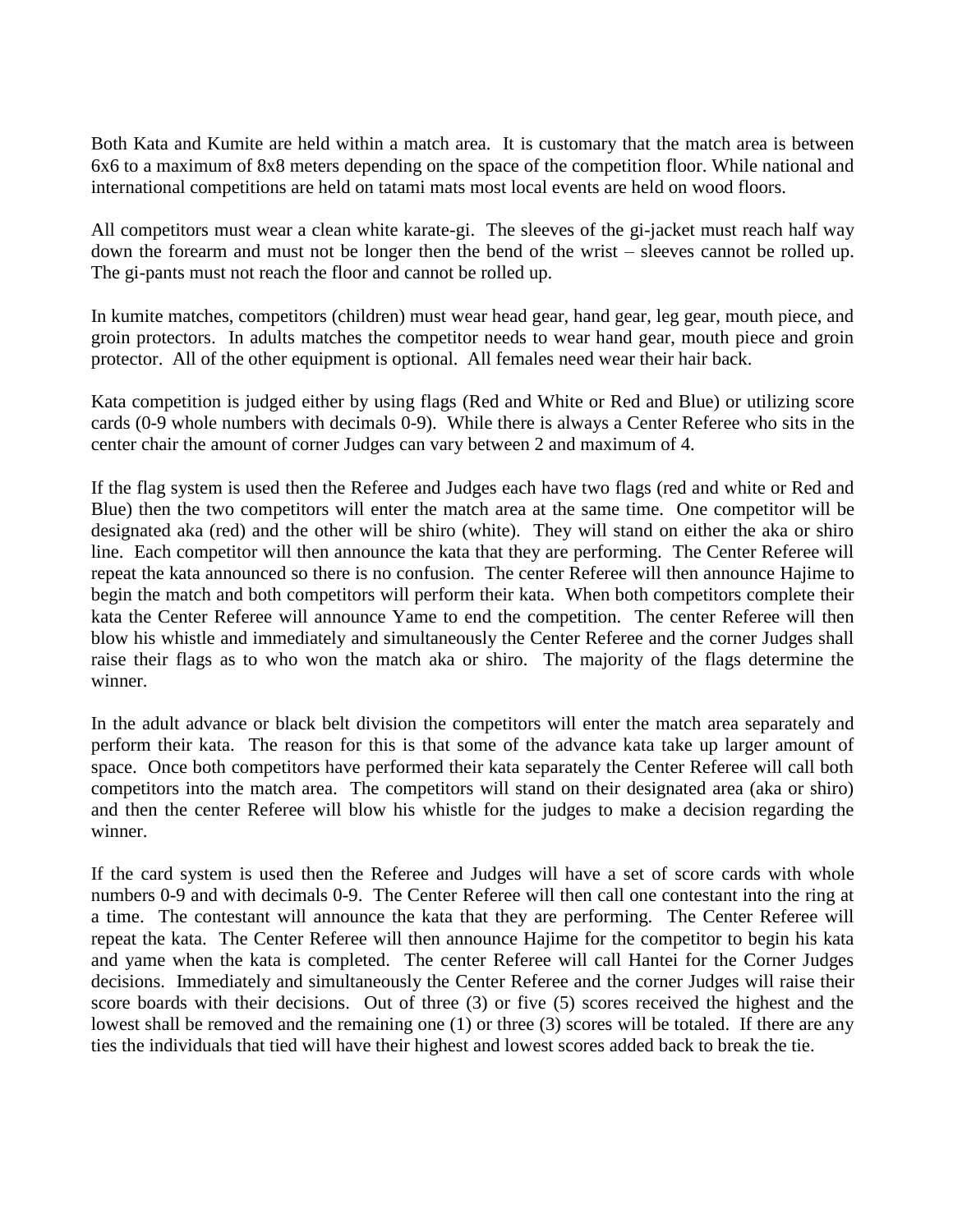Both Kata and Kumite are held within a match area. It is customary that the match area is between 6x6 to a maximum of 8x8 meters depending on the space of the competition floor. While national and international competitions are held on tatami mats most local events are held on wood floors.

All competitors must wear a clean white karate-gi. The sleeves of the gi-jacket must reach half way down the forearm and must not be longer then the bend of the wrist – sleeves cannot be rolled up. The gi-pants must not reach the floor and cannot be rolled up.

In kumite matches, competitors (children) must wear head gear, hand gear, leg gear, mouth piece, and groin protectors. In adults matches the competitor needs to wear hand gear, mouth piece and groin protector. All of the other equipment is optional. All females need wear their hair back.

Kata competition is judged either by using flags (Red and White or Red and Blue) or utilizing score cards (0-9 whole numbers with decimals 0-9). While there is always a Center Referee who sits in the center chair the amount of corner Judges can vary between 2 and maximum of 4.

If the flag system is used then the Referee and Judges each have two flags (red and white or Red and Blue) then the two competitors will enter the match area at the same time. One competitor will be designated aka (red) and the other will be shiro (white). They will stand on either the aka or shiro line. Each competitor will then announce the kata that they are performing. The Center Referee will repeat the kata announced so there is no confusion. The center Referee will then announce Hajime to begin the match and both competitors will perform their kata. When both competitors complete their kata the Center Referee will announce Yame to end the competition. The center Referee will then blow his whistle and immediately and simultaneously the Center Referee and the corner Judges shall raise their flags as to who won the match aka or shiro. The majority of the flags determine the winner.

In the adult advance or black belt division the competitors will enter the match area separately and perform their kata. The reason for this is that some of the advance kata take up larger amount of space. Once both competitors have performed their kata separately the Center Referee will call both competitors into the match area. The competitors will stand on their designated area (aka or shiro) and then the center Referee will blow his whistle for the judges to make a decision regarding the winner.

If the card system is used then the Referee and Judges will have a set of score cards with whole numbers 0-9 and with decimals 0-9. The Center Referee will then call one contestant into the ring at a time. The contestant will announce the kata that they are performing. The Center Referee will repeat the kata. The Center Referee will then announce Hajime for the competitor to begin his kata and yame when the kata is completed. The center Referee will call Hantei for the Corner Judges decisions. Immediately and simultaneously the Center Referee and the corner Judges will raise their score boards with their decisions. Out of three (3) or five (5) scores received the highest and the lowest shall be removed and the remaining one (1) or three (3) scores will be totaled. If there are any ties the individuals that tied will have their highest and lowest scores added back to break the tie.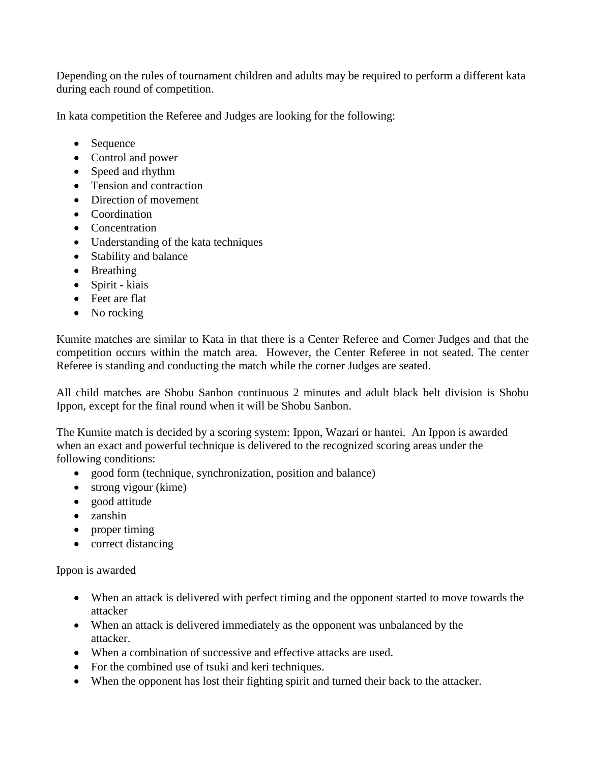Depending on the rules of tournament children and adults may be required to perform a different kata during each round of competition.

In kata competition the Referee and Judges are looking for the following:

- Sequence
- Control and power
- Speed and rhythm
- Tension and contraction
- Direction of movement
- Coordination
- Concentration
- Understanding of the kata techniques
- Stability and balance
- Breathing
- Spirit - kiais
- Feet are flat
- No rocking

Kumite matches are similar to Kata in that there is a Center Referee and Corner Judges and that the competition occurs within the match area. However, the Center Referee in not seated. The center Referee is standing and conducting the match while the corner Judges are seated.

All child matches are Shobu Sanbon continuous 2 minutes and adult black belt division is Shobu Ippon, except for the final round when it will be Shobu Sanbon.

The Kumite match is decided by a scoring system: Ippon, Wazari or hantei. An Ippon is awarded when an exact and powerful technique is delivered to the recognized scoring areas under the following conditions:

- good form (technique, synchronization, position and balance)
- strong vigour (kime)
- good attitude
- zanshin
- proper timing
- correct distancing

Ippon is awarded

- When an attack is delivered with perfect timing and the opponent started to move towards the attacker
- When an attack is delivered immediately as the opponent was unbalanced by the attacker.
- When a combination of successive and effective attacks are used.
- For the combined use of tsuki and keri techniques.
- When the opponent has lost their fighting spirit and turned their back to the attacker.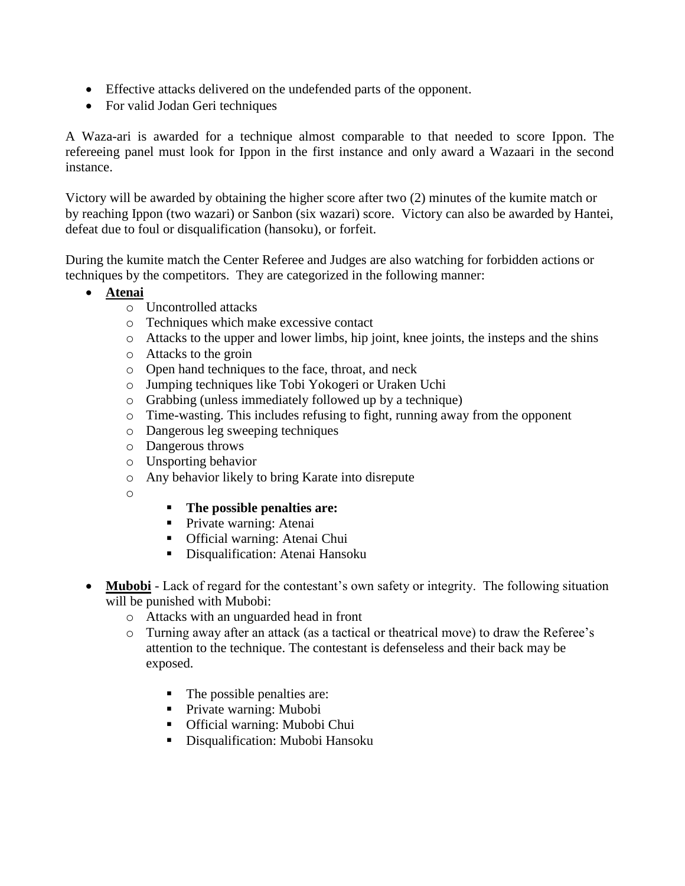- Effective attacks delivered on the undefended parts of the opponent.
- For valid Jodan Geri techniques

A Waza-ari is awarded for a technique almost comparable to that needed to score Ippon. The refereeing panel must look for Ippon in the first instance and only award a Wazaari in the second instance.

Victory will be awarded by obtaining the higher score after two (2) minutes of the kumite match or by reaching Ippon (two wazari) or Sanbon (six wazari) score. Victory can also be awarded by Hantei, defeat due to foul or disqualification (hansoku), or forfeit.

During the kumite match the Center Referee and Judges are also watching for forbidden actions or techniques by the competitors. They are categorized in the following manner:

- **Atenai**
  - Uncontrolled attacks
  - Techniques which make excessive contact
  - Attacks to the upper and lower limbs, hip joint, knee joints, the insteps and the shins
  - Attacks to the groin
  - Open hand techniques to the face, throat, and neck
  - Jumping techniques like Tobi Yokogeri or Uraken Uchi
  - Grabbing (unless immediately followed up by a technique)
  - Time-wasting. This includes refusing to fight, running away from the opponent
  - Dangerous leg sweeping techniques
  - Dangerous throws
  - Unsporting behavior
  - Any behavior likely to bring Karate into disrepute
  -
    - **The possible penalties are:**
    - Private warning: Atenai
    - Official warning: Atenai Chui
    - Disqualification: Atenai Hansoku

- **Mubobi** - Lack of regard for the contestant's own safety or integrity. The following situation will be punished with Mubobi:
  - Attacks with an unguarded head in front
  - Turning away after an attack (as a tactical or theatrical move) to draw the Referee's attention to the technique. The contestant is defenseless and their back may be exposed.

    - The possible penalties are:
    - Private warning: Mubobi
    - Official warning: Mubobi Chui
    - Disqualification: Mubobi Hansoku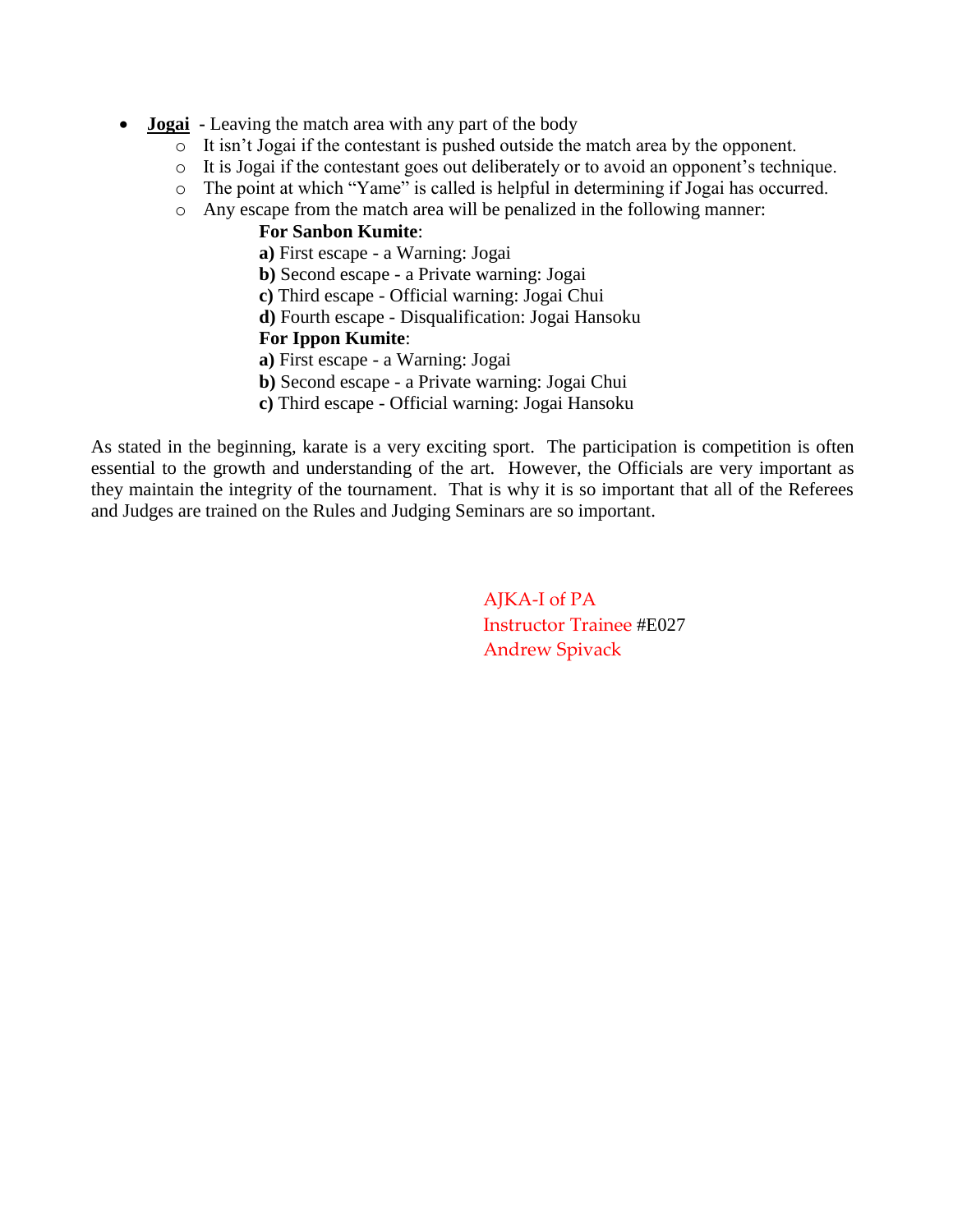- **<u>Jogai</u>** - Leaving the match area with any part of the body
  - It isn't Jogai if the contestant is pushed outside the match area by the opponent.
  - It is Jogai if the contestant goes out deliberately or to avoid an opponent's technique.
  - The point at which "Yame" is called is helpful in determining if Jogai has occurred.
  - Any escape from the match area will be penalized in the following manner:

    **For Sanbon Kumite**:

    **a)** First escape - a Warning: Jogai

    **b)** Second escape - a Private warning: Jogai

    **c)** Third escape - Official warning: Jogai Chui

    **d)** Fourth escape - Disqualification: Jogai Hansoku

    **For Ippon Kumite**:

    **a)** First escape - a Warning: Jogai

    **b)** Second escape - a Private warning: Jogai Chui

    **c)** Third escape - Official warning: Jogai Hansoku

As stated in the beginning, karate is a very exciting sport. The participation is competition is often essential to the growth and understanding of the art. However, the Officials are very important as they maintain the integrity of the tournament. That is why it is so important that all of the Referees and Judges are trained on the Rules and Judging Seminars are so important.

AJKA-I of PA
Instructor Trainee #E027
Andrew Spivack